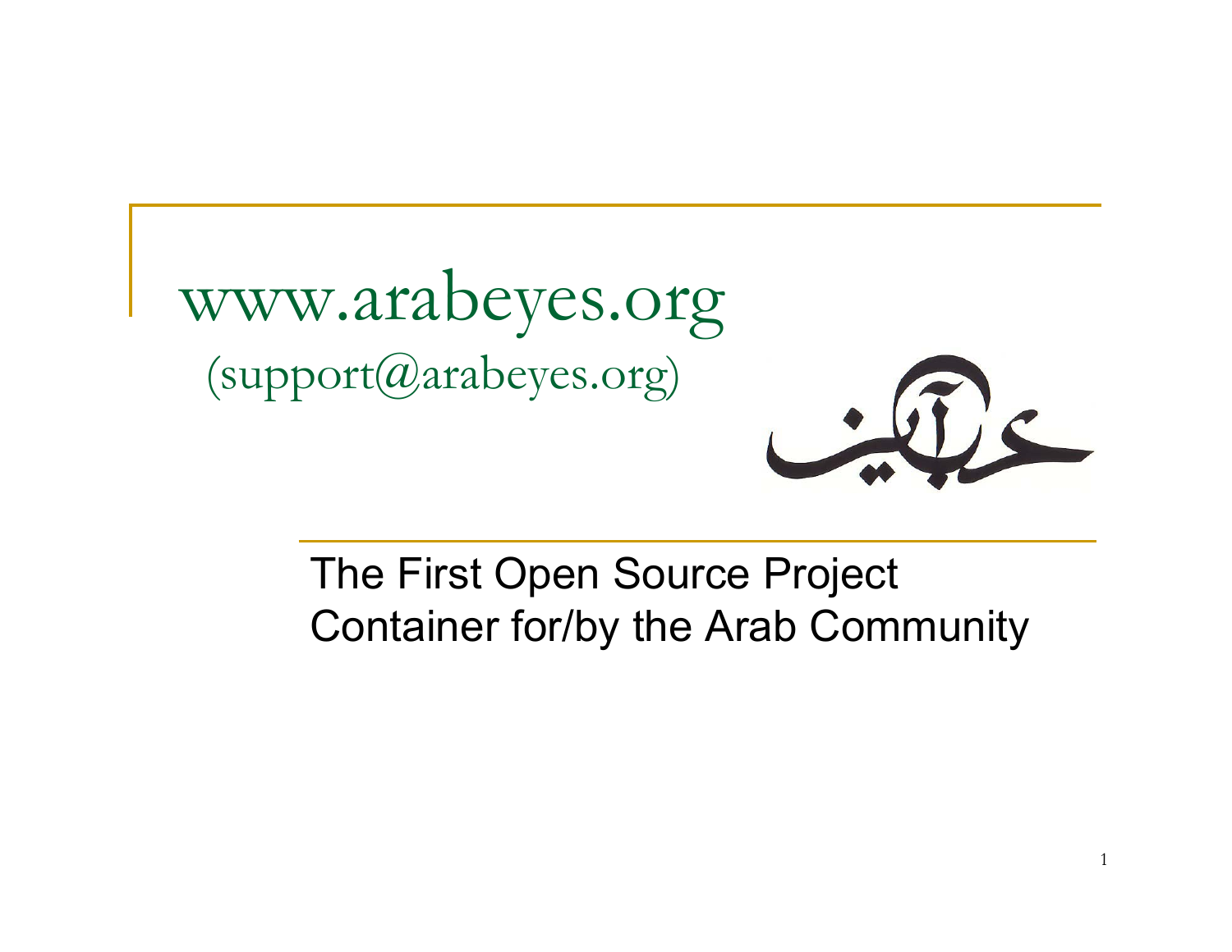# www.arabeyes.org

(support@arabeyes.org)

The First Open Source Project Container for/by the Arab Community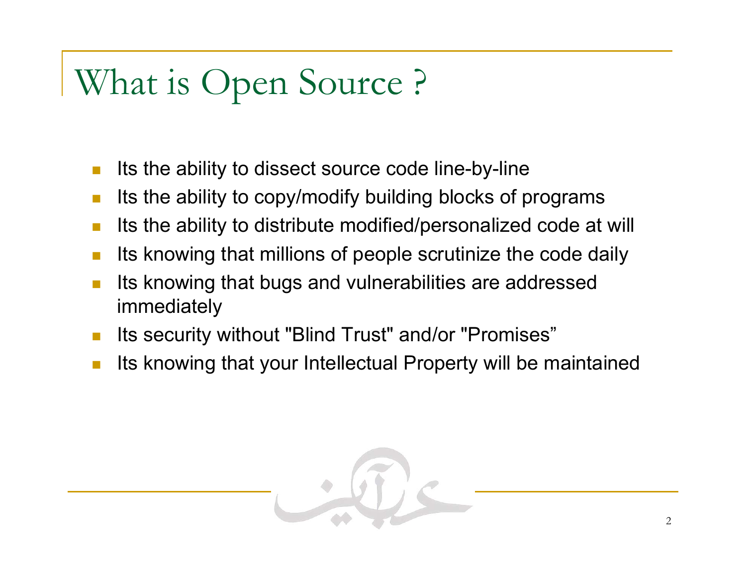# What is Open Source ?

- Its the ability to dissect source code line-by-line
- Its the ability to copy/modify building blocks of programs
- Its the ability to distribute modified/personalized code at will
- Its knowing that millions of people scrutinize the code daily
- Its knowing that bugs and vulnerabilities are addressed immediately
- Its security without "Blind Trust" and/or "Promises”
- Its knowing that your Intellectual Property will be maintained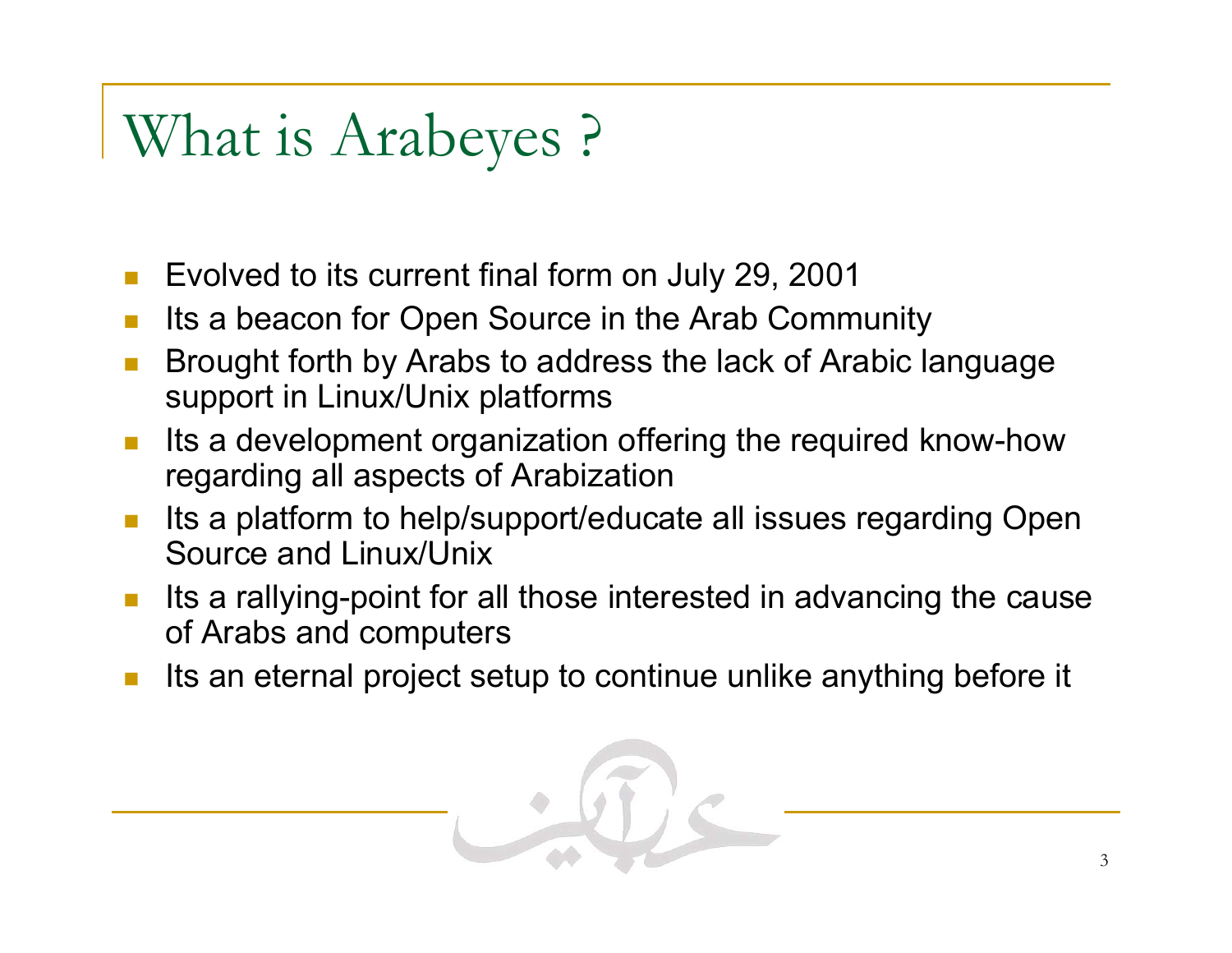# What is Arabeyes ?

- Evolved to its current final form on July 29, 2001
- Its a beacon for Open Source in the Arab Community
- Brought forth by Arabs to address the lack of Arabic language support in Linux/Unix platforms
- Its a development organization offering the required know-how regarding all aspects of Arabization
- Its a platform to help/support/educate all issues regarding Open Source and Linux/Unix
- Its a rallying-point for all those interested in advancing the cause of Arabs and computers
- Its an eternal project setup to continue unlike anything before it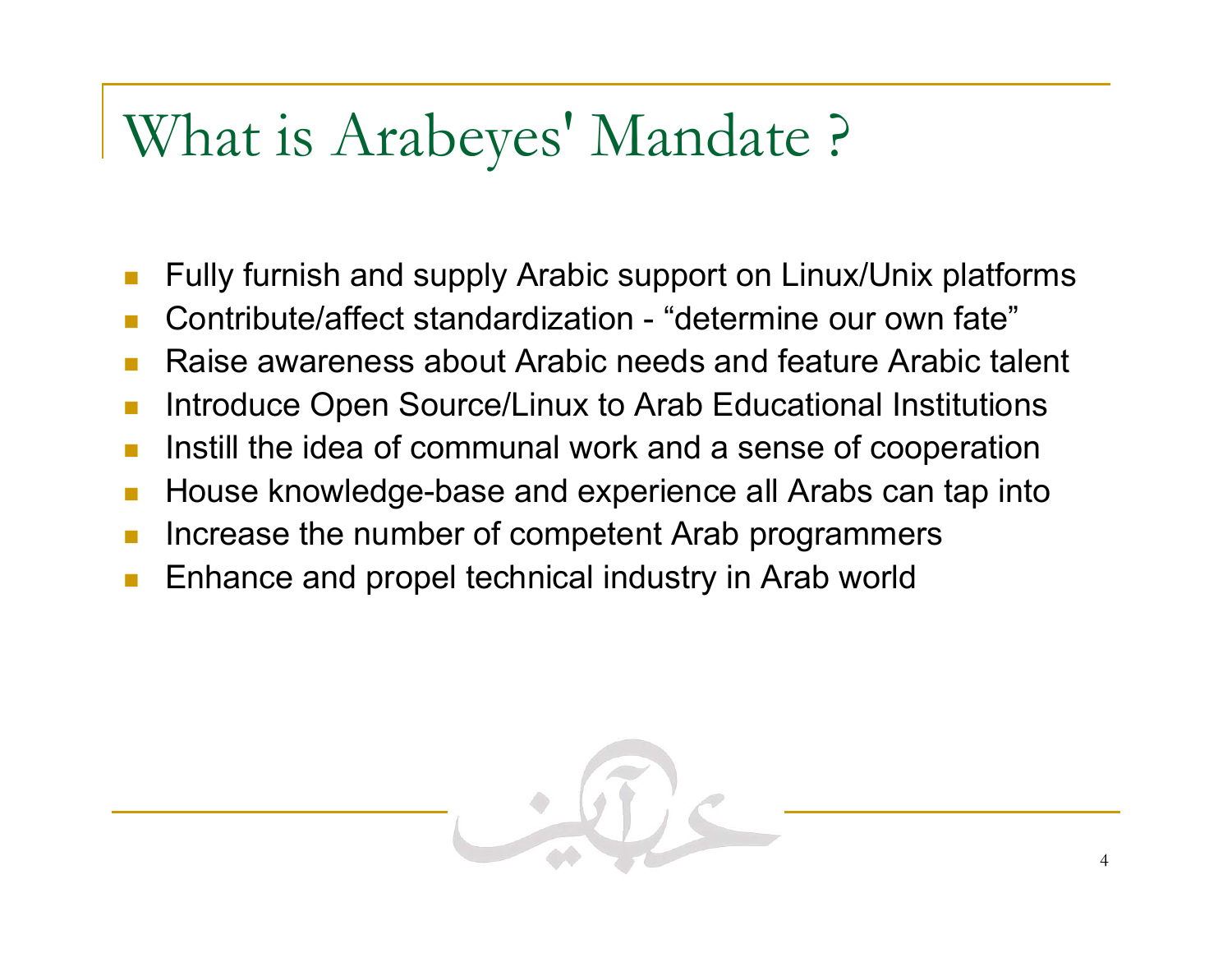# What is Arabeyes' Mandate ?

- Fully furnish and supply Arabic support on Linux/Unix platforms
- Contribute/affect standardization - "determine our own fate"
- Raise awareness about Arabic needs and feature Arabic talent
- Introduce Open Source/Linux to Arab Educational Institutions
- Instill the idea of communal work and a sense of cooperation
- House knowledge-base and experience all Arabs can tap into
- Increase the number of competent Arab programmers
- Enhance and propel technical industry in Arab world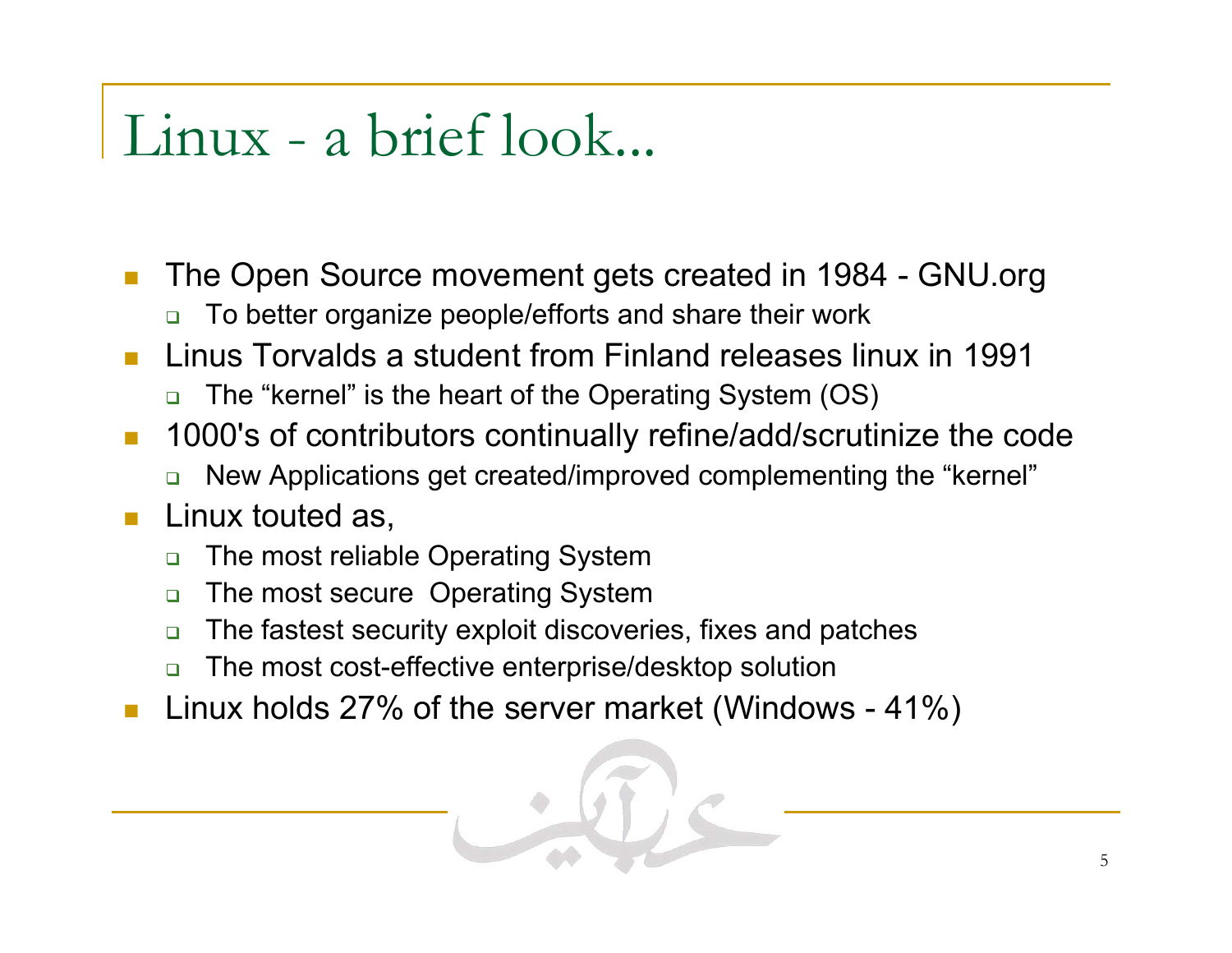# Linux - a brief look...

- The Open Source movement gets created in 1984 - GNU.org
  - To better organize people/efforts and share their work
- Linus Torvalds a student from Finland releases linux in 1991
  - The “kernel” is the heart of the Operating System (OS)
- 1000's of contributors continually refine/add/scrutinize the code
  - New Applications get created/improved complementing the “kernel”
- Linux touted as,
  - The most reliable Operating System
  - The most secure Operating System
  - The fastest security exploit discoveries, fixes and patches
  - The most cost-effective enterprise/desktop solution
- Linux holds 27% of the server market (Windows - 41%)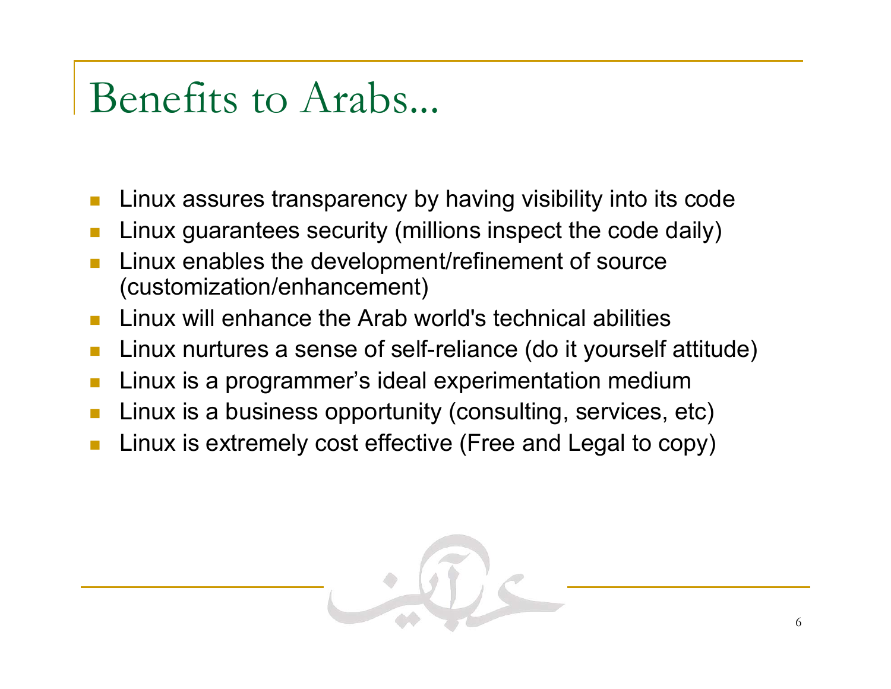# Benefits to Arabs...

- Linux assures transparency by having visibility into its code
- Linux guarantees security (millions inspect the code daily)
- Linux enables the development/refinement of source (customization/enhancement)
- Linux will enhance the Arab world's technical abilities
- Linux nurtures a sense of self-reliance (do it yourself attitude)
- Linux is a programmer's ideal experimentation medium
- Linux is a business opportunity (consulting, services, etc)
- Linux is extremely cost effective (Free and Legal to copy)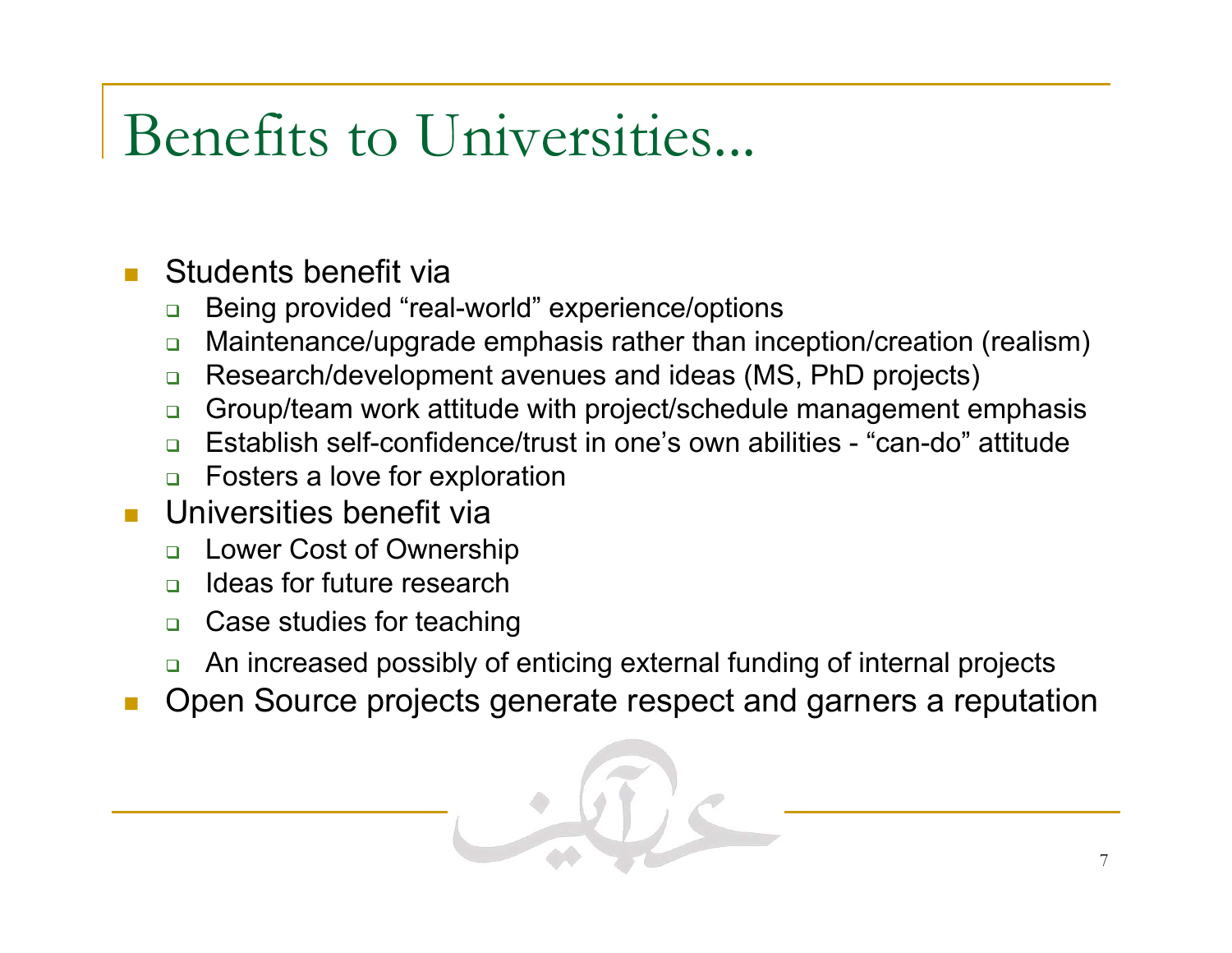# Benefits to Universities...

- Students benefit via
  - Being provided “real-world” experience/options
  - Maintenance/upgrade emphasis rather than inception/creation (realism)
  - Research/development avenues and ideas (MS, PhD projects)
  - Group/team work attitude with project/schedule management emphasis
  - Establish self-confidence/trust in one’s own abilities - “can-do” attitude
  - Fosters a love for exploration
- Universities benefit via
  - Lower Cost of Ownership
  - Ideas for future research
  - Case studies for teaching
  - An increased possibly of enticing external funding of internal projects
- Open Source projects generate respect and garners a reputation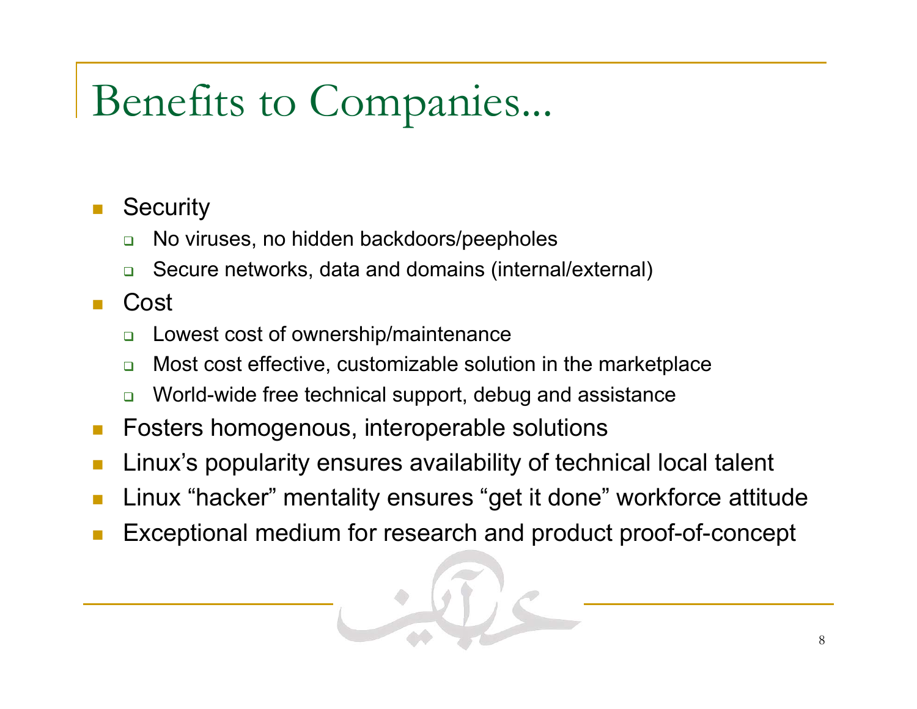# Benefits to Companies...

- Security
  - No viruses, no hidden backdoors/peepholes
  - Secure networks, data and domains (internal/external)
- Cost
  - Lowest cost of ownership/maintenance
  - Most cost effective, customizable solution in the marketplace
  - World-wide free technical support, debug and assistance
- Fosters homogenous, interoperable solutions
- Linux's popularity ensures availability of technical local talent
- Linux "hacker" mentality ensures "get it done" workforce attitude
- Exceptional medium for research and product proof-of-concept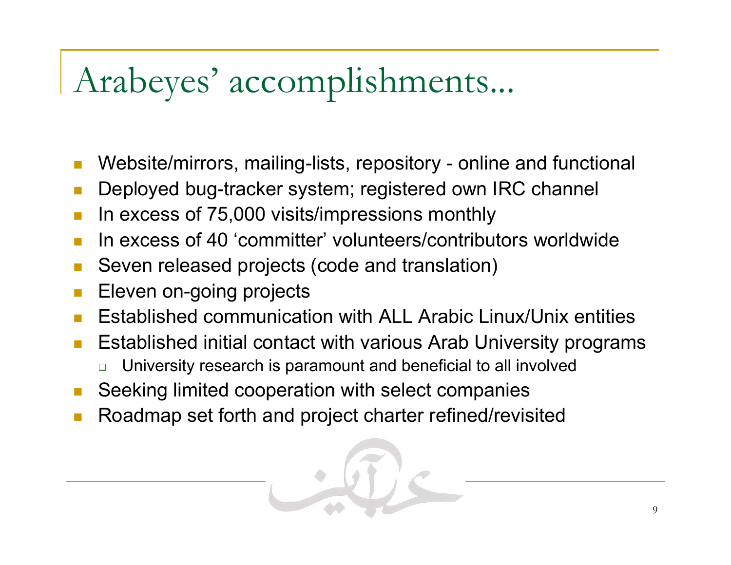# Arabeyes' accomplishments...

- Website/mirrors, mailing-lists, repository - online and functional
- Deployed bug-tracker system; registered own IRC channel
- In excess of 75,000 visits/impressions monthly
- In excess of 40 'committer' volunteers/contributors worldwide
- Seven released projects (code and translation)
- Eleven on-going projects
- Established communication with ALL Arabic Linux/Unix entities
- Established initial contact with various Arab University programs
  - University research is paramount and beneficial to all involved
- Seeking limited cooperation with select companies
- Roadmap set forth and project charter refined/revisited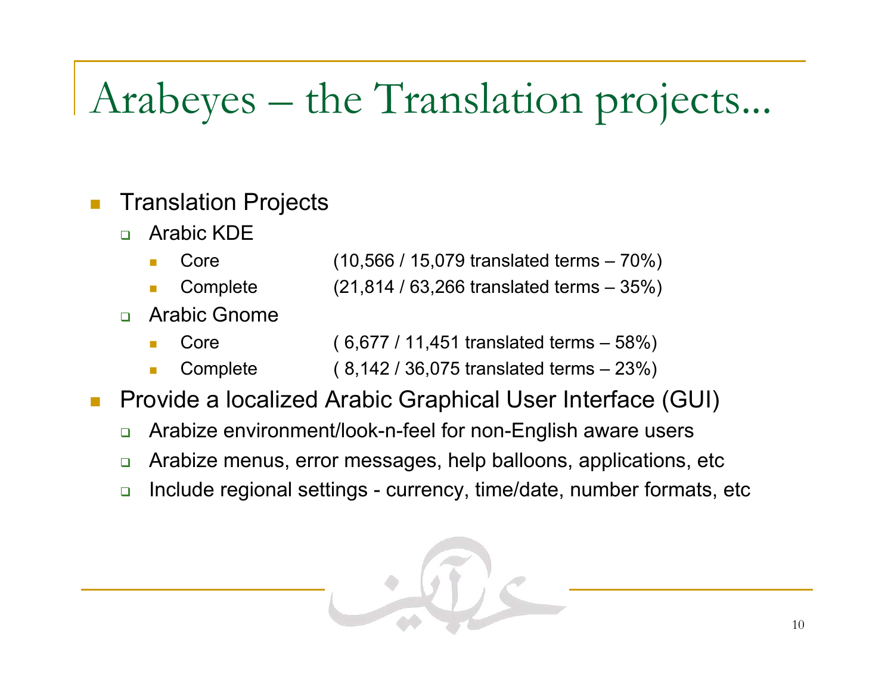# Arabeyes – the Translation projects...

- Translation Projects
  - Arabic KDE
    - Core (10,566 / 15,079 translated terms – 70%)
    - Complete (21,814 / 63,266 translated terms – 35%)
  - Arabic Gnome
    - Core ( 6,677 / 11,451 translated terms – 58%)
    - Complete ( 8,142 / 36,075 translated terms – 23%)
- Provide a localized Arabic Graphical User Interface (GUI)
  - Arabize environment/look-n-feel for non-English aware users
  - Arabize menus, error messages, help balloons, applications, etc
  - Include regional settings - currency, time/date, number formats, etc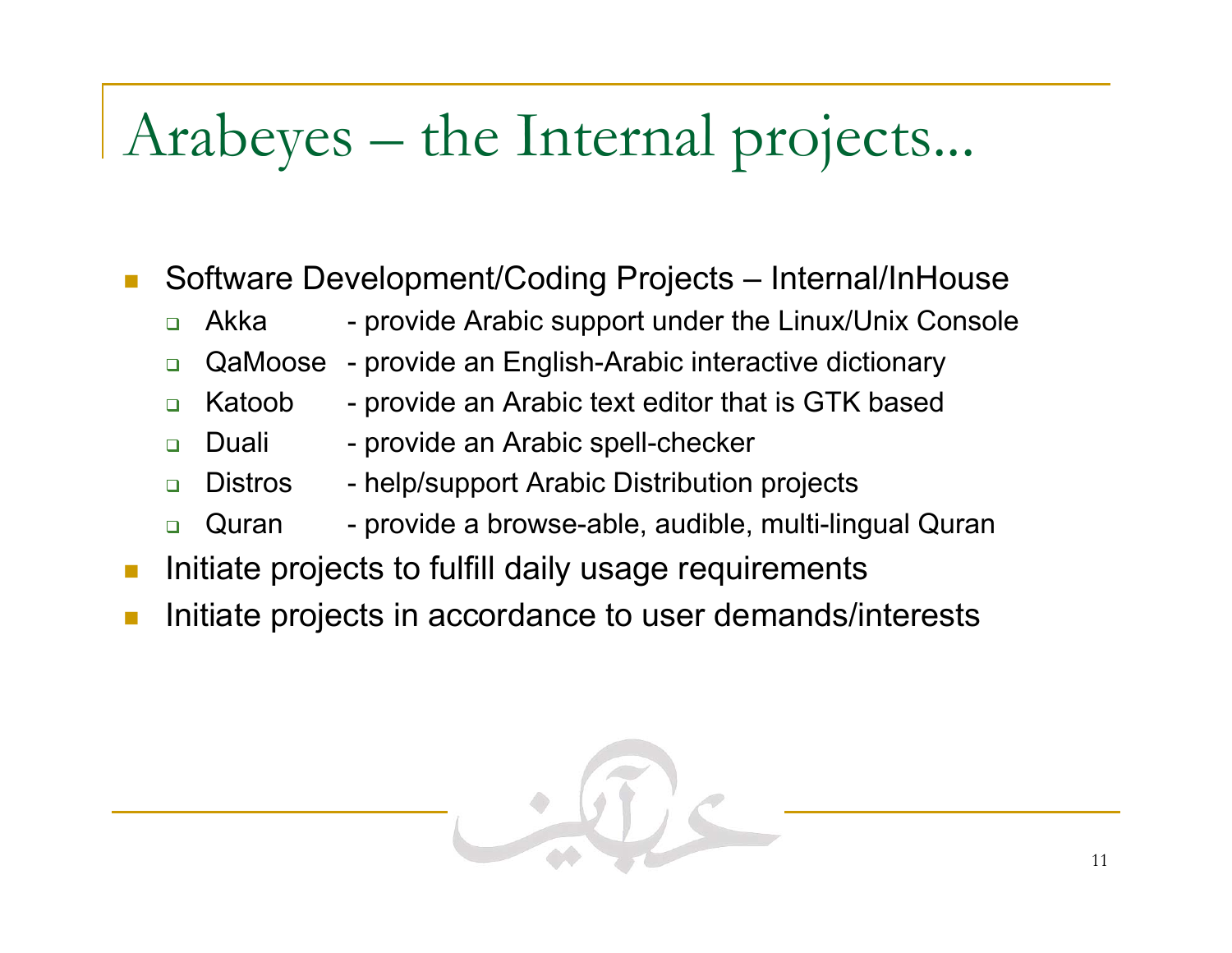# Arabeyes – the Internal projects...

- Software Development/Coding Projects – Internal/InHouse
  - Akka - provide Arabic support under the Linux/Unix Console
  - QaMoose - provide an English-Arabic interactive dictionary
  - Katoob - provide an Arabic text editor that is GTK based
  - Duali - provide an Arabic spell-checker
  - Distros - help/support Arabic Distribution projects
  - Quran - provide a browse-able, audible, multi-lingual Quran
- Initiate projects to fulfill daily usage requirements
- Initiate projects in accordance to user demands/interests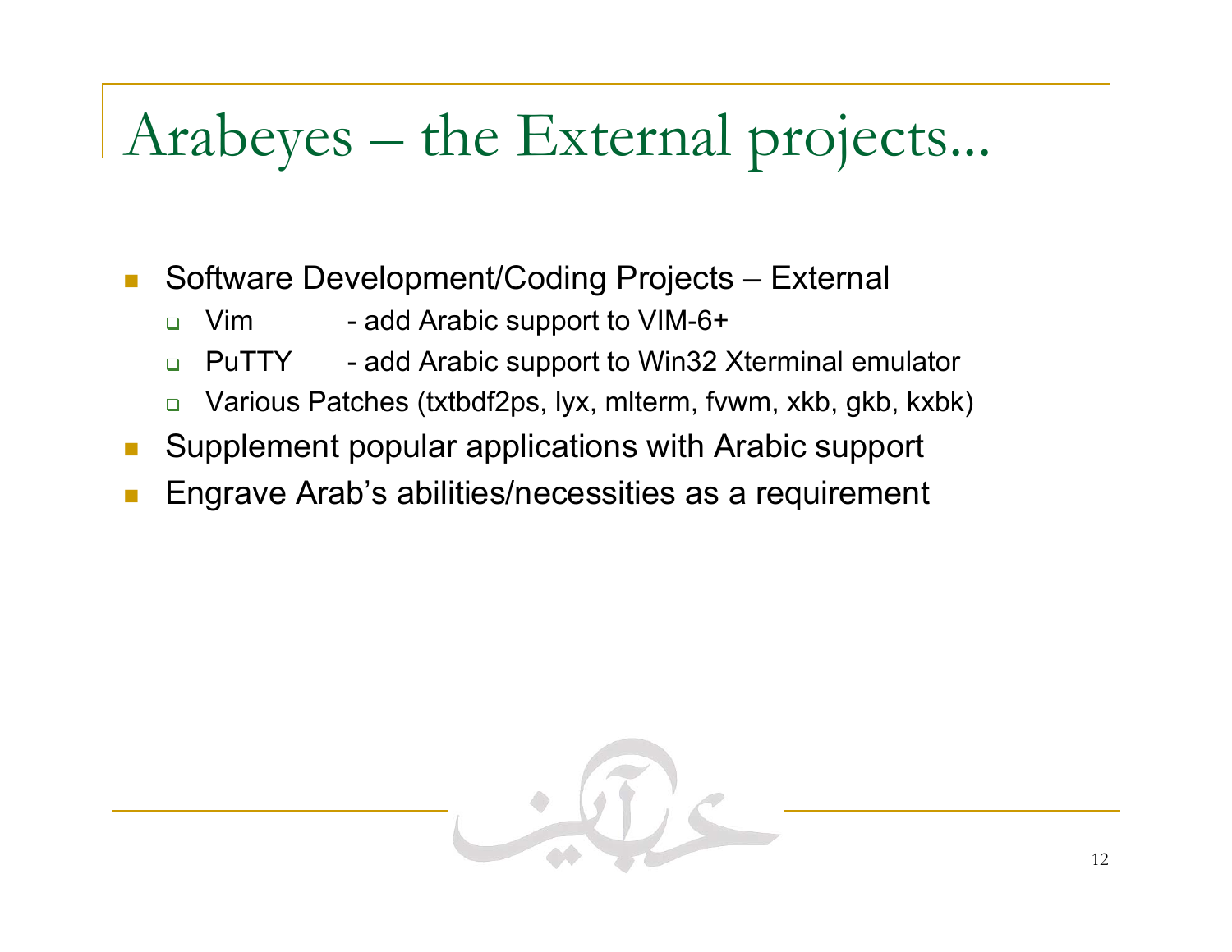# Arabeyes – the External projects...

- Software Development/Coding Projects – External
  - Vim - add Arabic support to VIM-6+
  - PuTTY - add Arabic support to Win32 Xterminal emulator
  - Various Patches (txtbdf2ps, lyx, mlterm, fvwm, xkb, gkb, kxbk)
- Supplement popular applications with Arabic support
- Engrave Arab's abilities/necessities as a requirement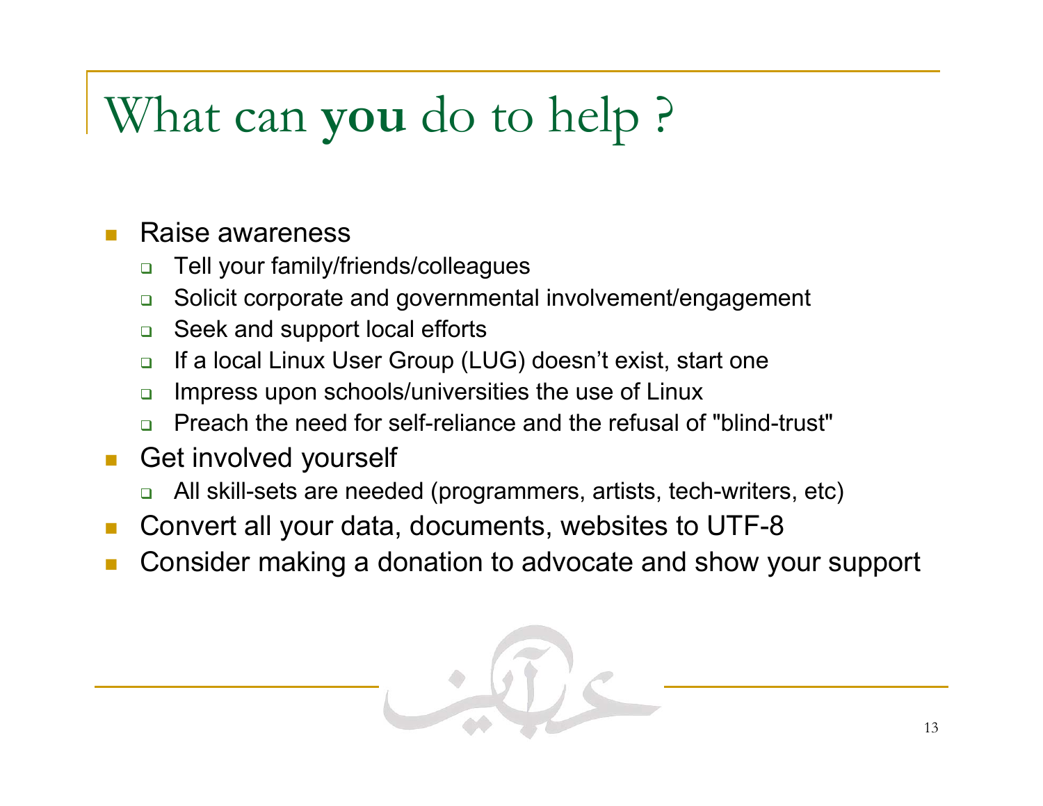# What can **you** do to help ?

- Raise awareness
  - Tell your family/friends/colleagues
  - Solicit corporate and governmental involvement/engagement
  - Seek and support local efforts
  - If a local Linux User Group (LUG) doesn't exist, start one
  - Impress upon schools/universities the use of Linux
  - Preach the need for self-reliance and the refusal of "blind-trust"
- Get involved yourself
  - All skill-sets are needed (programmers, artists, tech-writers, etc)
- Convert all your data, documents, websites to UTF-8
- Consider making a donation to advocate and show your support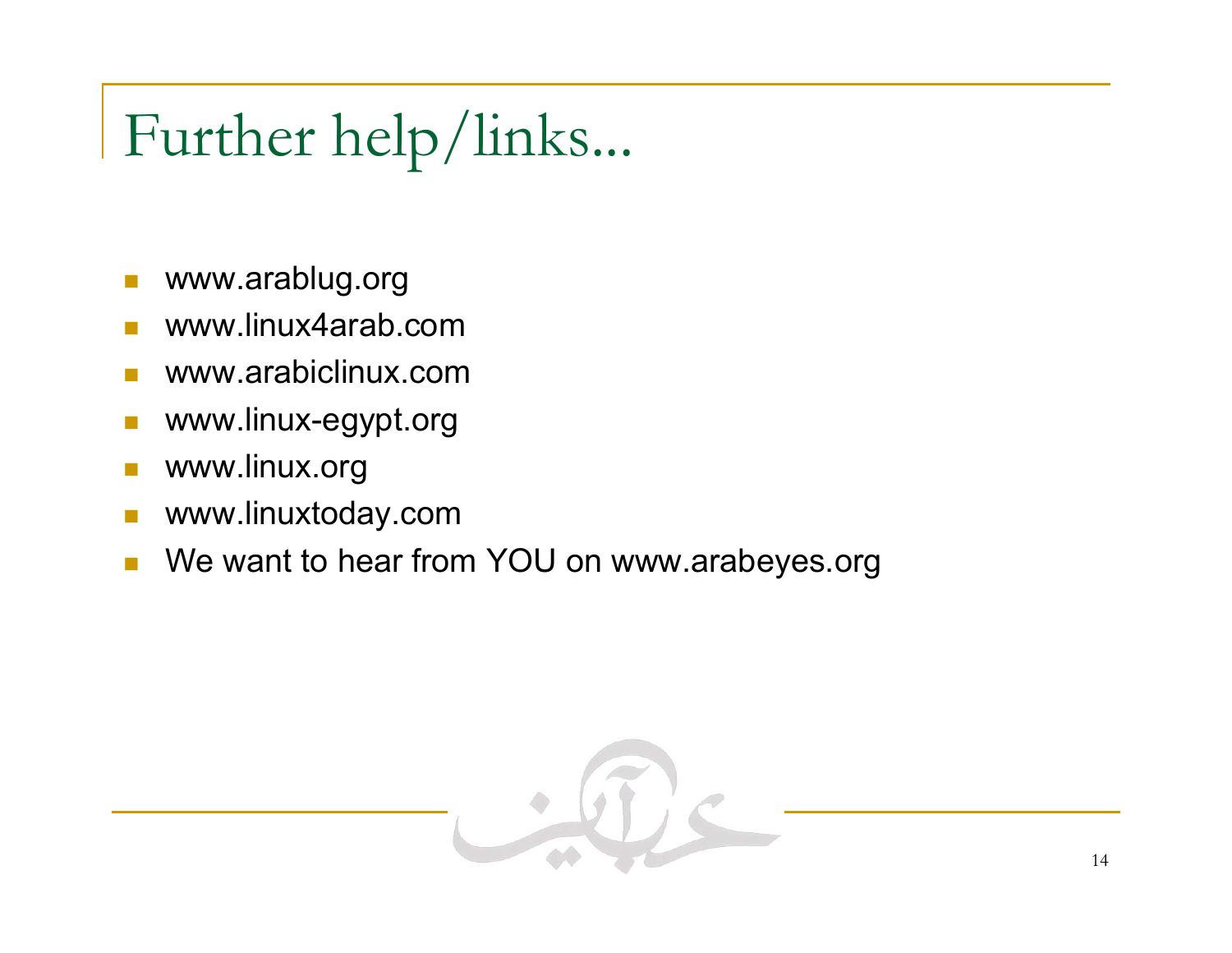# Further help/links...

- www.arablug.org
- www.linux4arab.com
- www.arabiclinux.com
- www.linux-egypt.org
- www.linux.org
- www.linuxtoday.com
- We want to hear from YOU on www.arabeyes.org